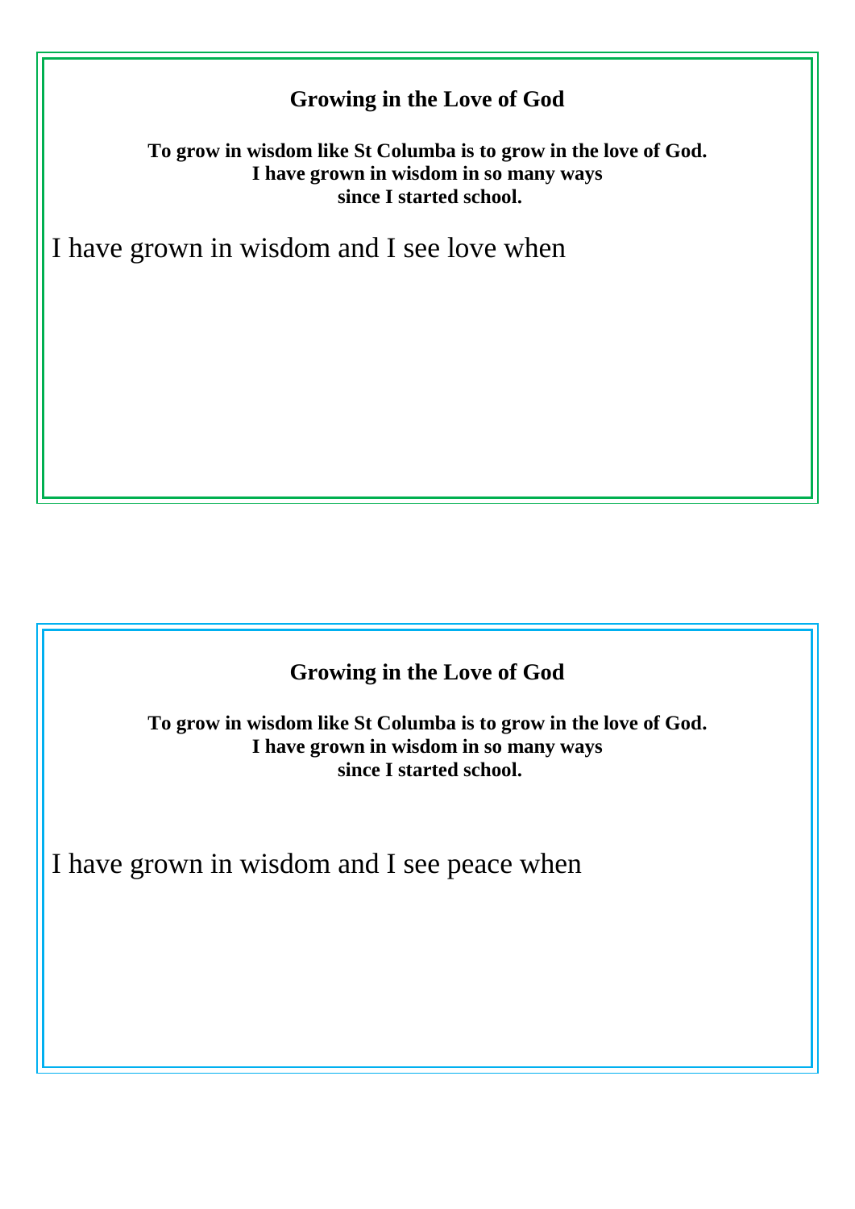## Growing in the Love of God

**To grow in wisdom like St Columba is to grow in the love of God.**
**I have grown in wisdom in so many ways**
**since I started school.**

I have grown in wisdom and I see love when

## Growing in the Love of God

**To grow in wisdom like St Columba is to grow in the love of God.**
**I have grown in wisdom in so many ways**
**since I started school.**

I have grown in wisdom and I see peace when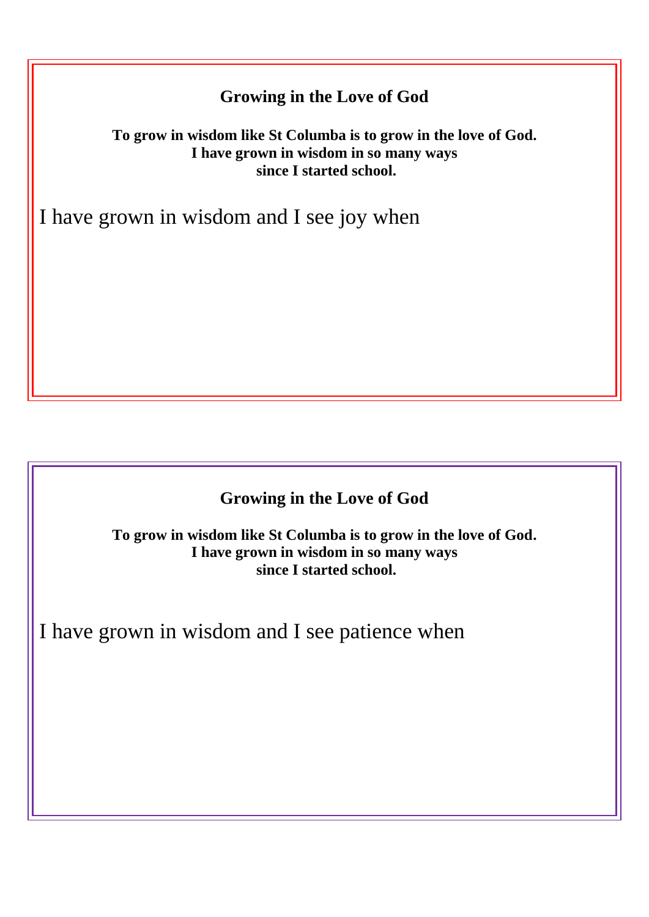## Growing in the Love of God

**To grow in wisdom like St Columba is to grow in the love of God.**
**I have grown in wisdom in so many ways**
**since I started school.**

I have grown in wisdom and I see joy when

## Growing in the Love of God

**To grow in wisdom like St Columba is to grow in the love of God.**
**I have grown in wisdom in so many ways**
**since I started school.**

I have grown in wisdom and I see patience when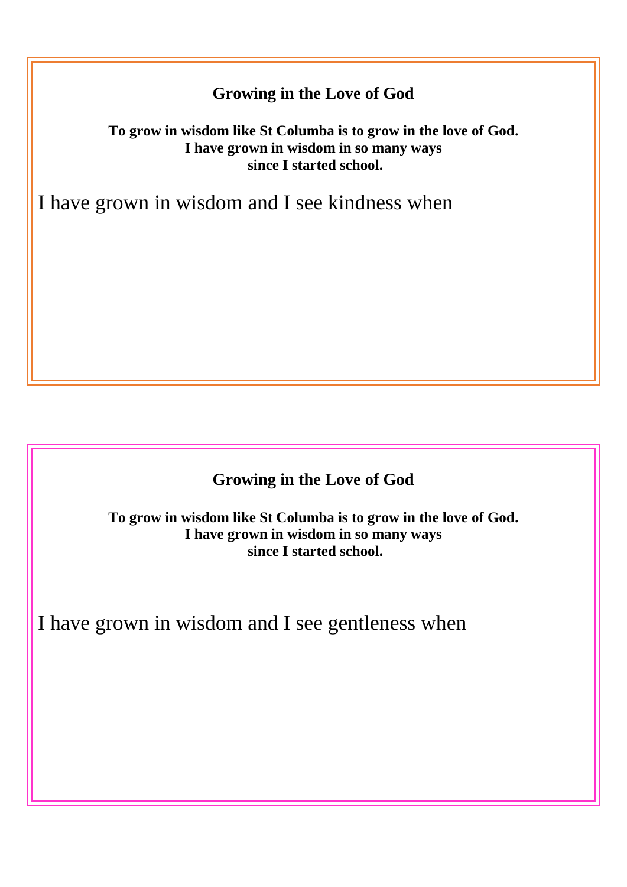## Growing in the Love of God

**To grow in wisdom like St Columba is to grow in the love of God.**
**I have grown in wisdom in so many ways**
**since I started school.**

I have grown in wisdom and I see kindness when

## Growing in the Love of God

**To grow in wisdom like St Columba is to grow in the love of God.**
**I have grown in wisdom in so many ways**
**since I started school.**

I have grown in wisdom and I see gentleness when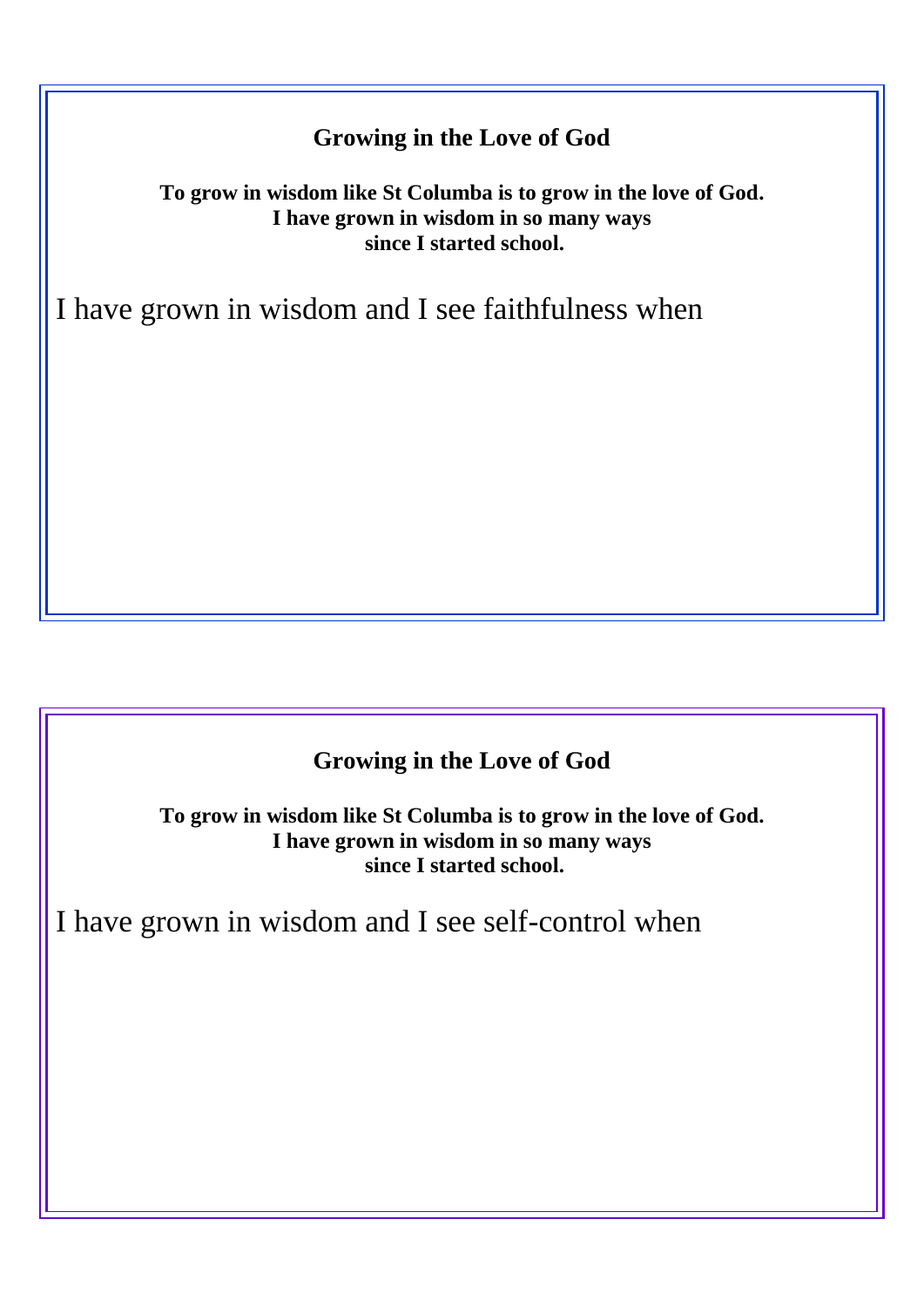## Growing in the Love of God

**To grow in wisdom like St Columba is to grow in the love of God.**
**I have grown in wisdom in so many ways**
**since I started school.**

I have grown in wisdom and I see faithfulness when

## Growing in the Love of God

**To grow in wisdom like St Columba is to grow in the love of God.**
**I have grown in wisdom in so many ways**
**since I started school.**

I have grown in wisdom and I see self-control when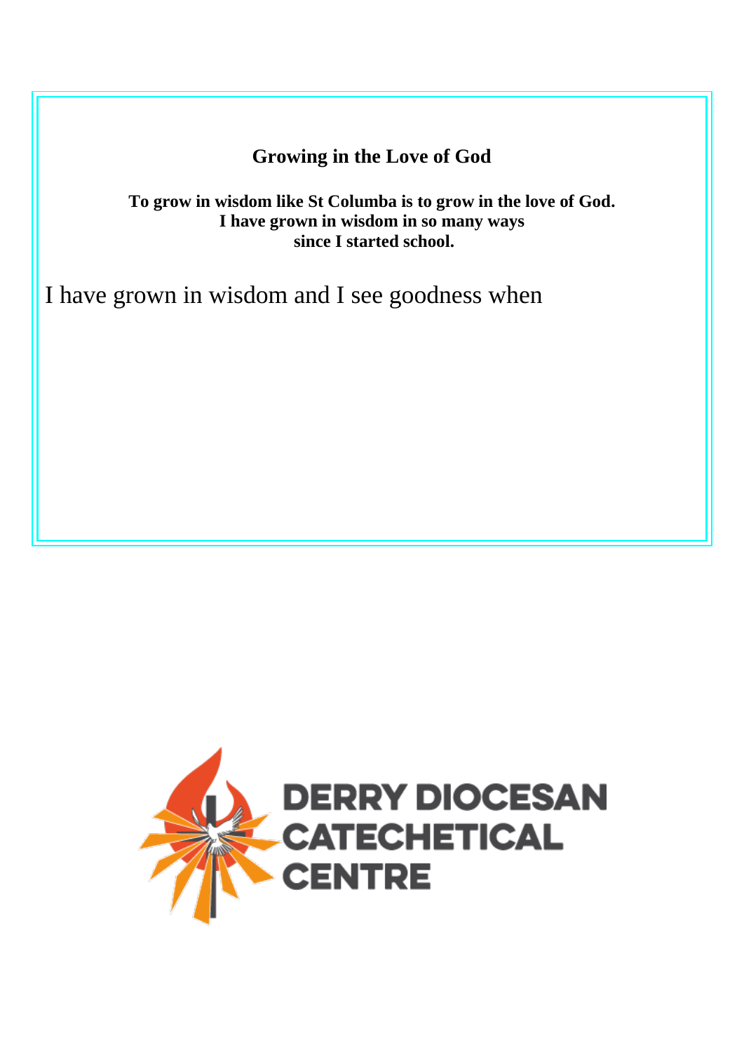**Growing in the Love of God**

**To grow in wisdom like St Columba is to grow in the love of God.**
**I have grown in wisdom in so many ways**
**since I started school.**

I have grown in wisdom and I see goodness when

DERRY DIOCESAN CATECHETICAL CENTRE